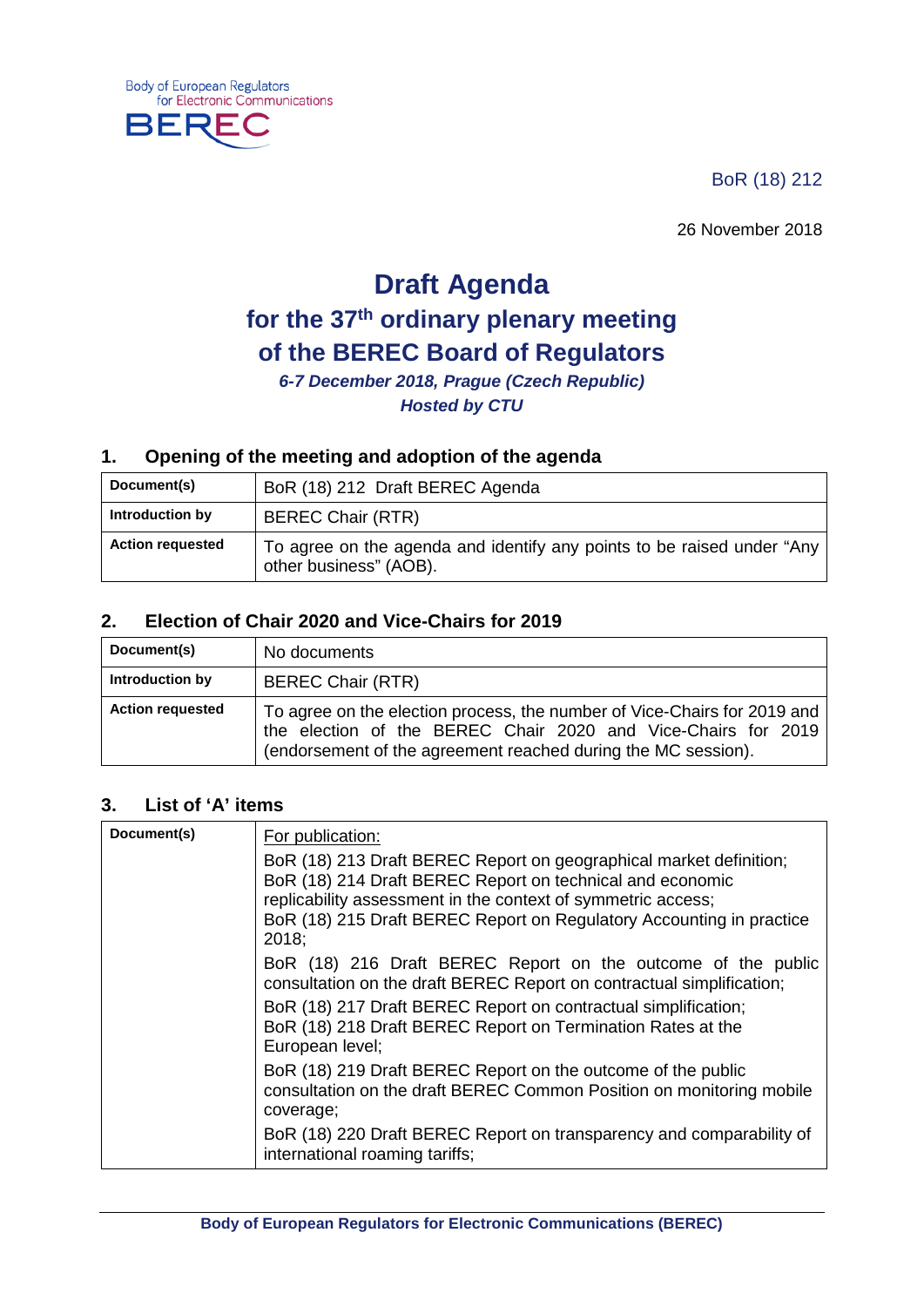Body of European Regulators for Electronic Communications

BEREC

BoR (18) 212

26 November 2018

# Draft Agenda
## for the 37th ordinary plenary meeting of the BEREC Board of Regulators

***6-7 December 2018, Prague (Czech Republic)***

***Hosted by CTU***

### 1. Opening of the meeting and adoption of the agenda

| | |
|---|---|
| **Document(s)** | BoR (18) 212 Draft BEREC Agenda |
| **Introduction by** | BEREC Chair (RTR) |
| **Action requested** | To agree on the agenda and identify any points to be raised under "Any other business" (AOB). |

### 2. Election of Chair 2020 and Vice-Chairs for 2019

| | |
|---|---|
| **Document(s)** | No documents |
| **Introduction by** | BEREC Chair (RTR) |
| **Action requested** | To agree on the election process, the number of Vice-Chairs for 2019 and the election of the BEREC Chair 2020 and Vice-Chairs for 2019 (endorsement of the agreement reached during the MC session). |

### 3. List of 'A' items

| | |
|---|---|
| **Document(s)** | For publication:<br>BoR (18) 213 Draft BEREC Report on geographical market definition;<br>BoR (18) 214 Draft BEREC Report on technical and economic replicability assessment in the context of symmetric access;<br>BoR (18) 215 Draft BEREC Report on Regulatory Accounting in practice 2018;<br>BoR (18) 216 Draft BEREC Report on the outcome of the public consultation on the draft BEREC Report on contractual simplification;<br>BoR (18) 217 Draft BEREC Report on contractual simplification;<br>BoR (18) 218 Draft BEREC Report on Termination Rates at the European level;<br>BoR (18) 219 Draft BEREC Report on the outcome of the public consultation on the draft BEREC Common Position on monitoring mobile coverage;<br>BoR (18) 220 Draft BEREC Report on transparency and comparability of international roaming tariffs; |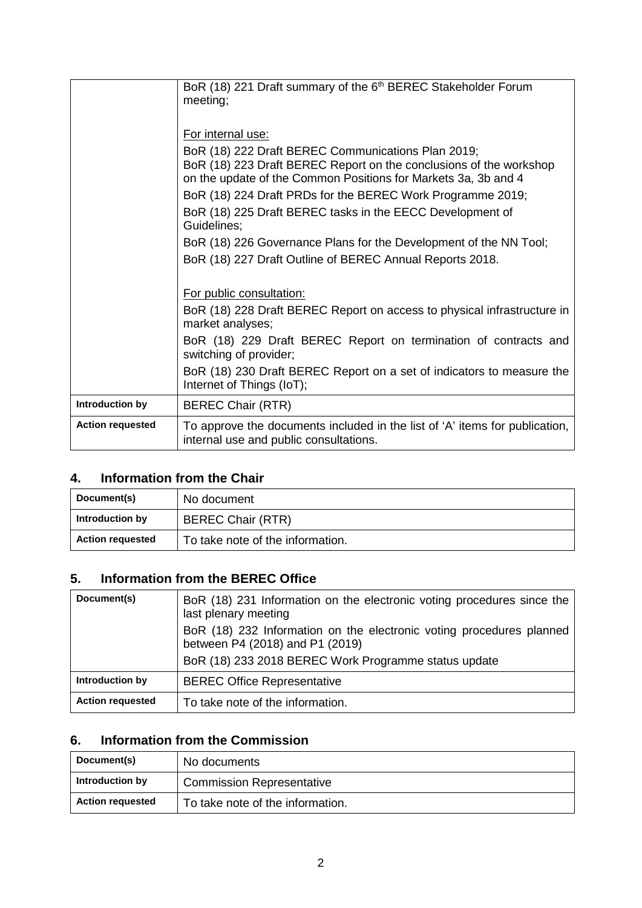| | |
|---|---|
| | BoR (18) 221 Draft summary of the 6th BEREC Stakeholder Forum meeting;<br><br>For internal use:<br>BoR (18) 222 Draft BEREC Communications Plan 2019;<br>BoR (18) 223 Draft BEREC Report on the conclusions of the workshop on the update of the Common Positions for Markets 3a, 3b and 4<br>BoR (18) 224 Draft PRDs for the BEREC Work Programme 2019;<br>BoR (18) 225 Draft BEREC tasks in the EECC Development of Guidelines;<br>BoR (18) 226 Governance Plans for the Development of the NN Tool;<br>BoR (18) 227 Draft Outline of BEREC Annual Reports 2018.<br><br>For public consultation:<br>BoR (18) 228 Draft BEREC Report on access to physical infrastructure in market analyses;<br>BoR (18) 229 Draft BEREC Report on termination of contracts and switching of provider;<br>BoR (18) 230 Draft BEREC Report on a set of indicators to measure the Internet of Things (IoT); |
| **Introduction by** | BEREC Chair (RTR) |
| **Action requested** | To approve the documents included in the list of 'A' items for publication, internal use and public consultations. |

## 4. Information from the Chair

| | |
|---|---|
| **Document(s)** | No document |
| **Introduction by** | BEREC Chair (RTR) |
| **Action requested** | To take note of the information. |

## 5. Information from the BEREC Office

| | |
|---|---|
| **Document(s)** | BoR (18) 231 Information on the electronic voting procedures since the last plenary meeting<br>BoR (18) 232 Information on the electronic voting procedures planned between P4 (2018) and P1 (2019)<br>BoR (18) 233 2018 BEREC Work Programme status update |
| **Introduction by** | BEREC Office Representative |
| **Action requested** | To take note of the information. |

## 6. Information from the Commission

| | |
|---|---|
| **Document(s)** | No documents |
| **Introduction by** | Commission Representative |
| **Action requested** | To take note of the information. |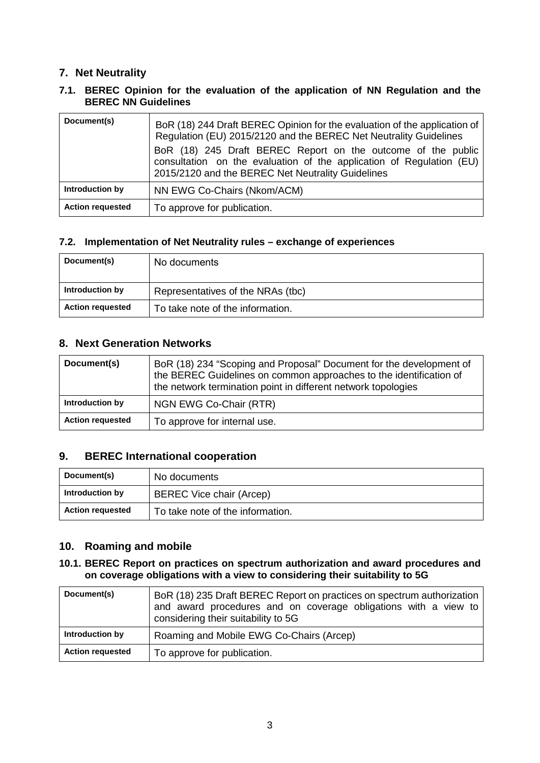## 7. Net Neutrality

### 7.1. BEREC Opinion for the evaluation of the application of NN Regulation and the BEREC NN Guidelines

| Document(s) | BoR (18) 244 Draft BEREC Opinion for the evaluation of the application of Regulation (EU) 2015/2120 and the BEREC Net Neutrality Guidelines<br>BoR (18) 245 Draft BEREC Report on the outcome of the public consultation on the evaluation of the application of Regulation (EU) 2015/2120 and the BEREC Net Neutrality Guidelines |
|---|---|
| Introduction by | NN EWG Co-Chairs (Nkom/ACM) |
| Action requested | To approve for publication. |

### 7.2. Implementation of Net Neutrality rules – exchange of experiences

| Document(s) | No documents |
|---|---|
| Introduction by | Representatives of the NRAs (tbc) |
| Action requested | To take note of the information. |

## 8. Next Generation Networks

| Document(s) | BoR (18) 234 "Scoping and Proposal" Document for the development of the BEREC Guidelines on common approaches to the identification of the network termination point in different network topologies |
|---|---|
| Introduction by | NGN EWG Co-Chair (RTR) |
| Action requested | To approve for internal use. |

## 9. BEREC International cooperation

| Document(s) | No documents |
|---|---|
| Introduction by | BEREC Vice chair (Arcep) |
| Action requested | To take note of the information. |

## 10. Roaming and mobile

### 10.1. BEREC Report on practices on spectrum authorization and award procedures and on coverage obligations with a view to considering their suitability to 5G

| Document(s) | BoR (18) 235 Draft BEREC Report on practices on spectrum authorization and award procedures and on coverage obligations with a view to considering their suitability to 5G |
|---|---|
| Introduction by | Roaming and Mobile EWG Co-Chairs (Arcep) |
| Action requested | To approve for publication. |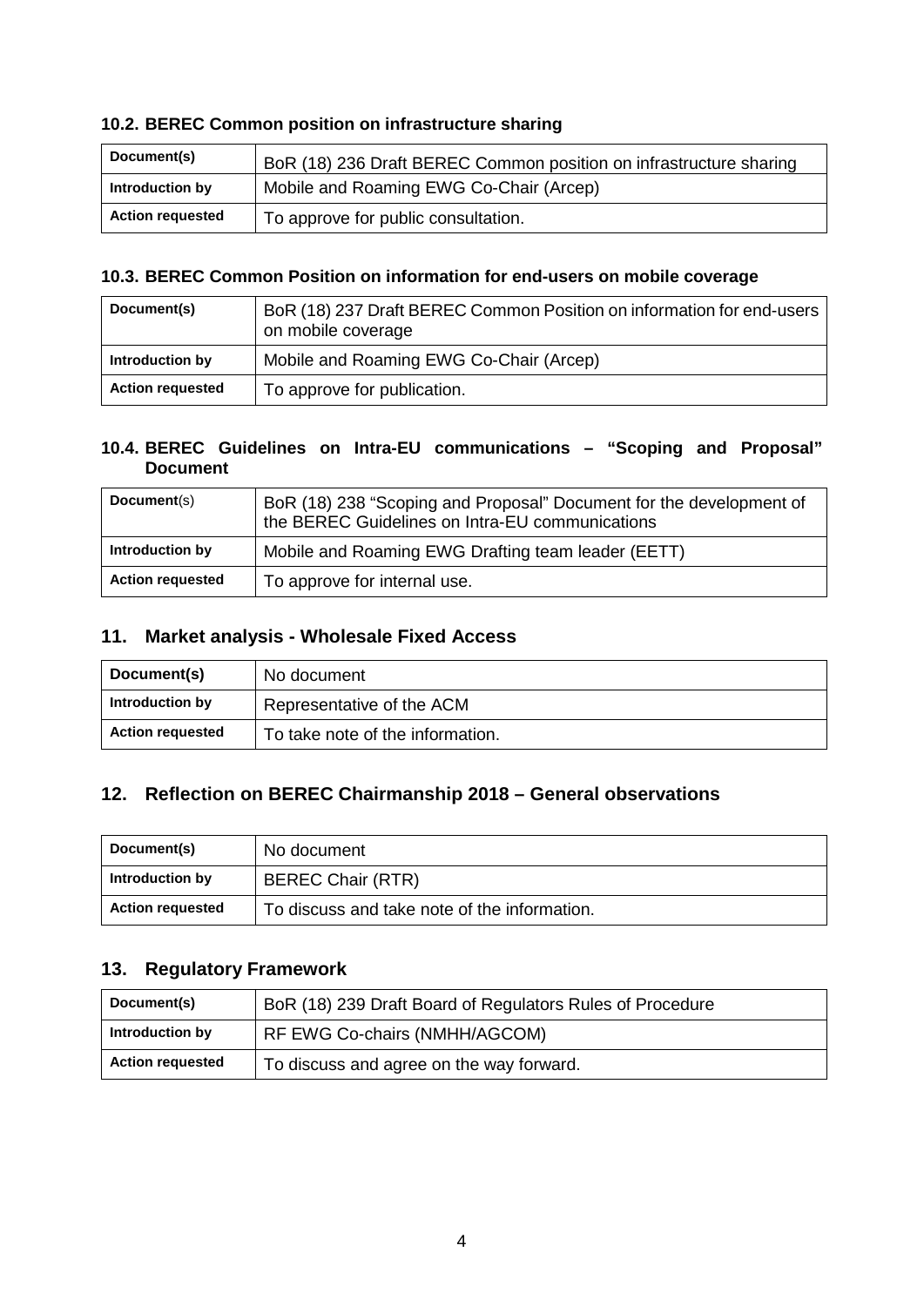### 10.2. BEREC Common position on infrastructure sharing

| Document(s) | BoR (18) 236 Draft BEREC Common position on infrastructure sharing |
|---|---|
| Introduction by | Mobile and Roaming EWG Co-Chair (Arcep) |
| Action requested | To approve for public consultation. |

### 10.3. BEREC Common Position on information for end-users on mobile coverage

| Document(s) | BoR (18) 237 Draft BEREC Common Position on information for end-users on mobile coverage |
|---|---|
| Introduction by | Mobile and Roaming EWG Co-Chair (Arcep) |
| Action requested | To approve for publication. |

### 10.4. BEREC Guidelines on Intra-EU communications – "Scoping and Proposal" Document

| Document(s) | BoR (18) 238 "Scoping and Proposal" Document for the development of the BEREC Guidelines on Intra-EU communications |
|---|---|
| Introduction by | Mobile and Roaming EWG Drafting team leader (EETT) |
| Action requested | To approve for internal use. |

## 11. Market analysis - Wholesale Fixed Access

| Document(s) | No document |
|---|---|
| Introduction by | Representative of the ACM |
| Action requested | To take note of the information. |

## 12. Reflection on BEREC Chairmanship 2018 – General observations

| Document(s) | No document |
|---|---|
| Introduction by | BEREC Chair (RTR) |
| Action requested | To discuss and take note of the information. |

## 13. Regulatory Framework

| Document(s) | BoR (18) 239 Draft Board of Regulators Rules of Procedure |
|---|---|
| Introduction by | RF EWG Co-chairs (NMHH/AGCOM) |
| Action requested | To discuss and agree on the way forward. |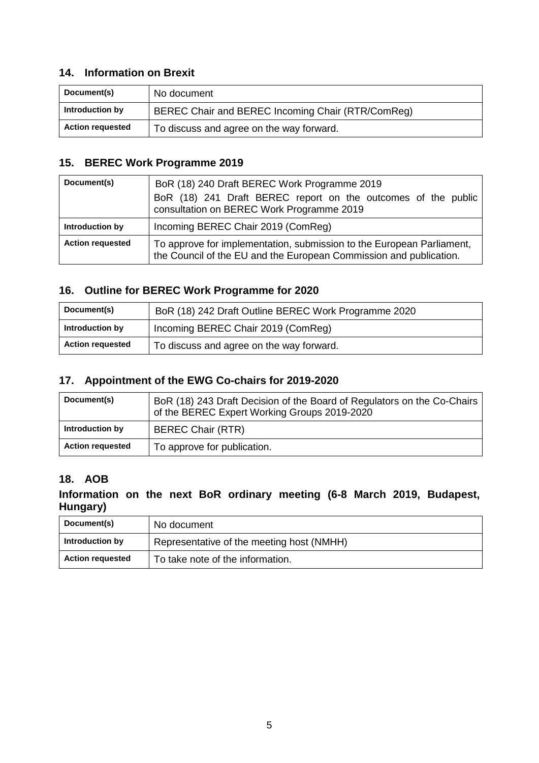## 14. Information on Brexit

| | |
|---|---|
| **Document(s)** | No document |
| **Introduction by** | BEREC Chair and BEREC Incoming Chair (RTR/ComReg) |
| **Action requested** | To discuss and agree on the way forward. |

## 15. BEREC Work Programme 2019

| | |
|---|---|
| **Document(s)** | BoR (18) 240 Draft BEREC Work Programme 2019<br>BoR (18) 241 Draft BEREC report on the outcomes of the public consultation on BEREC Work Programme 2019 |
| **Introduction by** | Incoming BEREC Chair 2019 (ComReg) |
| **Action requested** | To approve for implementation, submission to the European Parliament, the Council of the EU and the European Commission and publication. |

## 16. Outline for BEREC Work Programme for 2020

| | |
|---|---|
| **Document(s)** | BoR (18) 242 Draft Outline BEREC Work Programme 2020 |
| **Introduction by** | Incoming BEREC Chair 2019 (ComReg) |
| **Action requested** | To discuss and agree on the way forward. |

## 17. Appointment of the EWG Co-chairs for 2019-2020

| | |
|---|---|
| **Document(s)** | BoR (18) 243 Draft Decision of the Board of Regulators on the Co-Chairs of the BEREC Expert Working Groups 2019-2020 |
| **Introduction by** | BEREC Chair (RTR) |
| **Action requested** | To approve for publication. |

## 18. AOB

### Information on the next BoR ordinary meeting (6-8 March 2019, Budapest, Hungary)

| | |
|---|---|
| **Document(s)** | No document |
| **Introduction by** | Representative of the meeting host (NMHH) |
| **Action requested** | To take note of the information. |